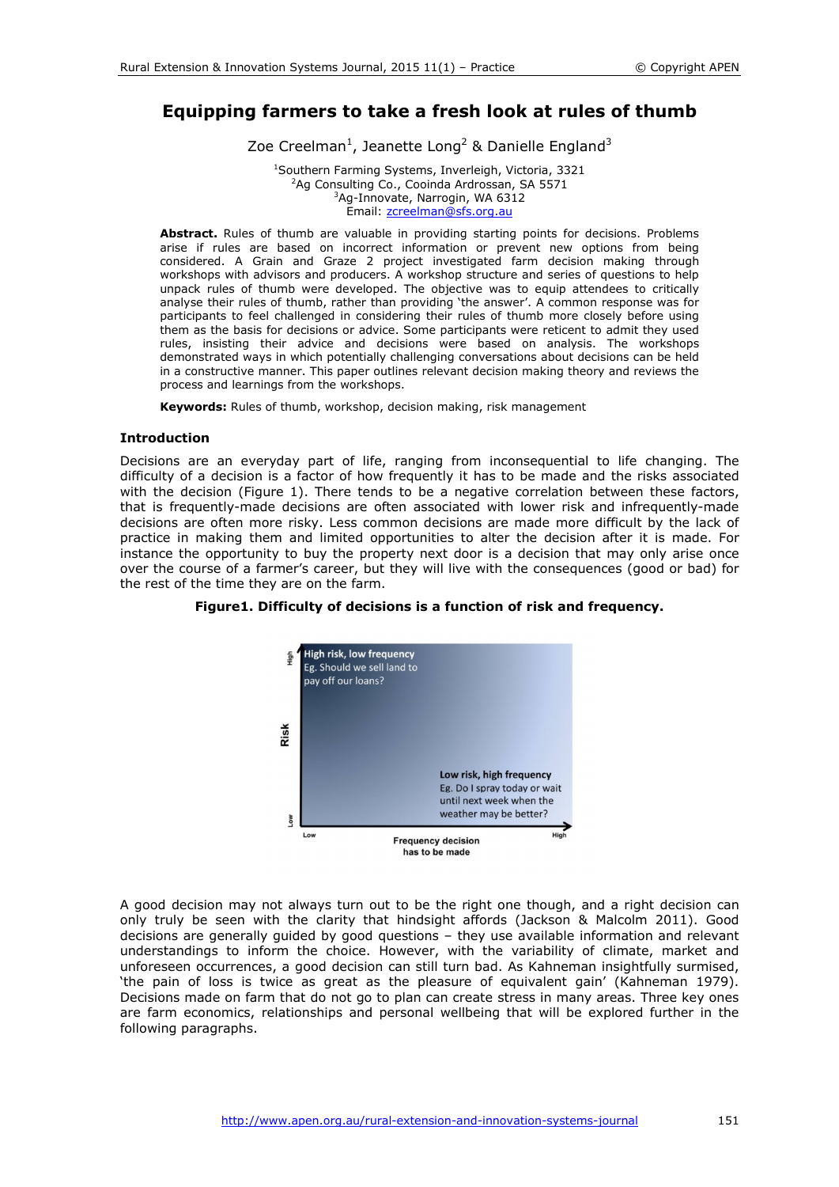# Equipping farmers to take a fresh look at rules of thumb

Zoe Creelman[1], Jeanette Long[2] & Danielle England[3]

[1]Southern Farming Systems, Inverleigh, Victoria, 3321
[2]Ag Consulting Co., Cooinda Ardrossan, SA 5571
[3]Ag-Innovate, Narrogin, WA 6312
Email: zcreelman@sfs.org.au

**Abstract.** Rules of thumb are valuable in providing starting points for decisions. Problems arise if rules are based on incorrect information or prevent new options from being considered. A Grain and Graze 2 project investigated farm decision making through workshops with advisors and producers. A workshop structure and series of questions to help unpack rules of thumb were developed. The objective was to equip attendees to critically analyse their rules of thumb, rather than providing 'the answer'. A common response was for participants to feel challenged in considering their rules of thumb more closely before using them as the basis for decisions or advice. Some participants were reticent to admit they used rules, insisting their advice and decisions were based on analysis. The workshops demonstrated ways in which potentially challenging conversations about decisions can be held in a constructive manner. This paper outlines relevant decision making theory and reviews the process and learnings from the workshops.

**Keywords:** Rules of thumb, workshop, decision making, risk management

## Introduction

Decisions are an everyday part of life, ranging from inconsequential to life changing. The difficulty of a decision is a factor of how frequently it has to be made and the risks associated with the decision (Figure 1). There tends to be a negative correlation between these factors, that is frequently-made decisions are often associated with lower risk and infrequently-made decisions are often more risky. Less common decisions are made more difficult by the lack of practice in making them and limited opportunities to alter the decision after it is made. For instance the opportunity to buy the property next door is a decision that may only arise once over the course of a farmer's career, but they will live with the consequences (good or bad) for the rest of the time they are on the farm.

**Figure1. Difficulty of decisions is a function of risk and frequency.**

High risk, low frequency
Eg. Should we sell land to pay off our loans?

Low risk, high frequency
Eg. Do I spray today or wait until next week when the weather may be better?

Risk (Low – High); Frequency decision has to be made (Low – High)

A good decision may not always turn out to be the right one though, and a right decision can only truly be seen with the clarity that hindsight affords (Jackson & Malcolm 2011). Good decisions are generally guided by good questions – they use available information and relevant understandings to inform the choice. However, with the variability of climate, market and unforeseen occurrences, a good decision can still turn bad. As Kahneman insightfully surmised, 'the pain of loss is twice as great as the pleasure of equivalent gain' (Kahneman 1979). Decisions made on farm that do not go to plan can create stress in many areas. Three key ones are farm economics, relationships and personal wellbeing that will be explored further in the following paragraphs.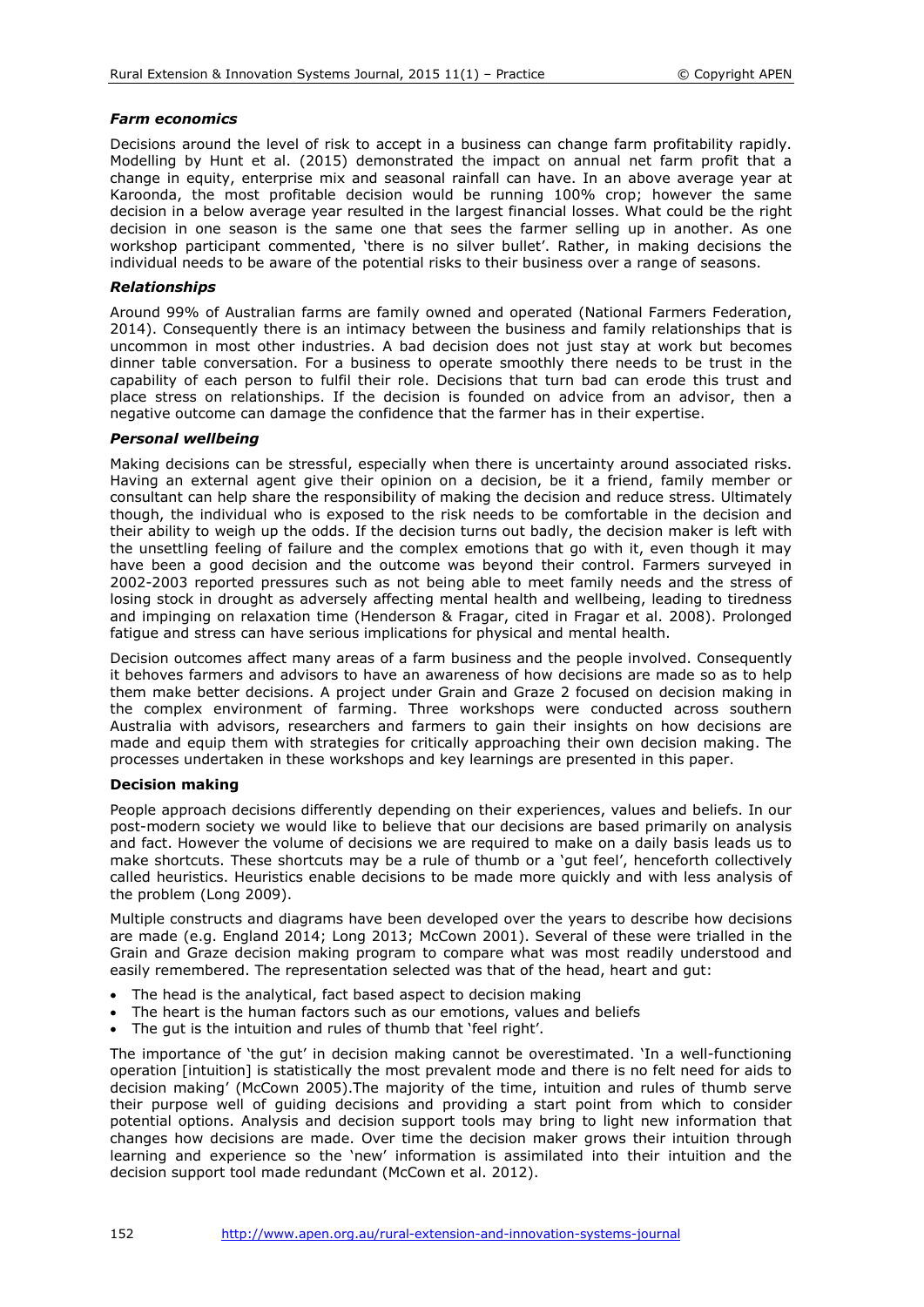### *Farm economics*

Decisions around the level of risk to accept in a business can change farm profitability rapidly. Modelling by Hunt et al. (2015) demonstrated the impact on annual net farm profit that a change in equity, enterprise mix and seasonal rainfall can have. In an above average year at Karoonda, the most profitable decision would be running 100% crop; however the same decision in a below average year resulted in the largest financial losses. What could be the right decision in one season is the same one that sees the farmer selling up in another. As one workshop participant commented, 'there is no silver bullet'. Rather, in making decisions the individual needs to be aware of the potential risks to their business over a range of seasons.

### *Relationships*

Around 99% of Australian farms are family owned and operated (National Farmers Federation, 2014). Consequently there is an intimacy between the business and family relationships that is uncommon in most other industries. A bad decision does not just stay at work but becomes dinner table conversation. For a business to operate smoothly there needs to be trust in the capability of each person to fulfil their role. Decisions that turn bad can erode this trust and place stress on relationships. If the decision is founded on advice from an advisor, then a negative outcome can damage the confidence that the farmer has in their expertise.

### *Personal wellbeing*

Making decisions can be stressful, especially when there is uncertainty around associated risks. Having an external agent give their opinion on a decision, be it a friend, family member or consultant can help share the responsibility of making the decision and reduce stress. Ultimately though, the individual who is exposed to the risk needs to be comfortable in the decision and their ability to weigh up the odds. If the decision turns out badly, the decision maker is left with the unsettling feeling of failure and the complex emotions that go with it, even though it may have been a good decision and the outcome was beyond their control. Farmers surveyed in 2002-2003 reported pressures such as not being able to meet family needs and the stress of losing stock in drought as adversely affecting mental health and wellbeing, leading to tiredness and impinging on relaxation time (Henderson & Fragar, cited in Fragar et al. 2008). Prolonged fatigue and stress can have serious implications for physical and mental health.

Decision outcomes affect many areas of a farm business and the people involved. Consequently it behoves farmers and advisors to have an awareness of how decisions are made so as to help them make better decisions. A project under Grain and Graze 2 focused on decision making in the complex environment of farming. Three workshops were conducted across southern Australia with advisors, researchers and farmers to gain their insights on how decisions are made and equip them with strategies for critically approaching their own decision making. The processes undertaken in these workshops and key learnings are presented in this paper.

## Decision making

People approach decisions differently depending on their experiences, values and beliefs. In our post-modern society we would like to believe that our decisions are based primarily on analysis and fact. However the volume of decisions we are required to make on a daily basis leads us to make shortcuts. These shortcuts may be a rule of thumb or a 'gut feel', henceforth collectively called heuristics. Heuristics enable decisions to be made more quickly and with less analysis of the problem (Long 2009).

Multiple constructs and diagrams have been developed over the years to describe how decisions are made (e.g. England 2014; Long 2013; McCown 2001). Several of these were trialled in the Grain and Graze decision making program to compare what was most readily understood and easily remembered. The representation selected was that of the head, heart and gut:

- The head is the analytical, fact based aspect to decision making
- The heart is the human factors such as our emotions, values and beliefs
- The gut is the intuition and rules of thumb that 'feel right'.

The importance of 'the gut' in decision making cannot be overestimated. 'In a well-functioning operation [intuition] is statistically the most prevalent mode and there is no felt need for aids to decision making' (McCown 2005).The majority of the time, intuition and rules of thumb serve their purpose well of guiding decisions and providing a start point from which to consider potential options. Analysis and decision support tools may bring to light new information that changes how decisions are made. Over time the decision maker grows their intuition through learning and experience so the 'new' information is assimilated into their intuition and the decision support tool made redundant (McCown et al. 2012).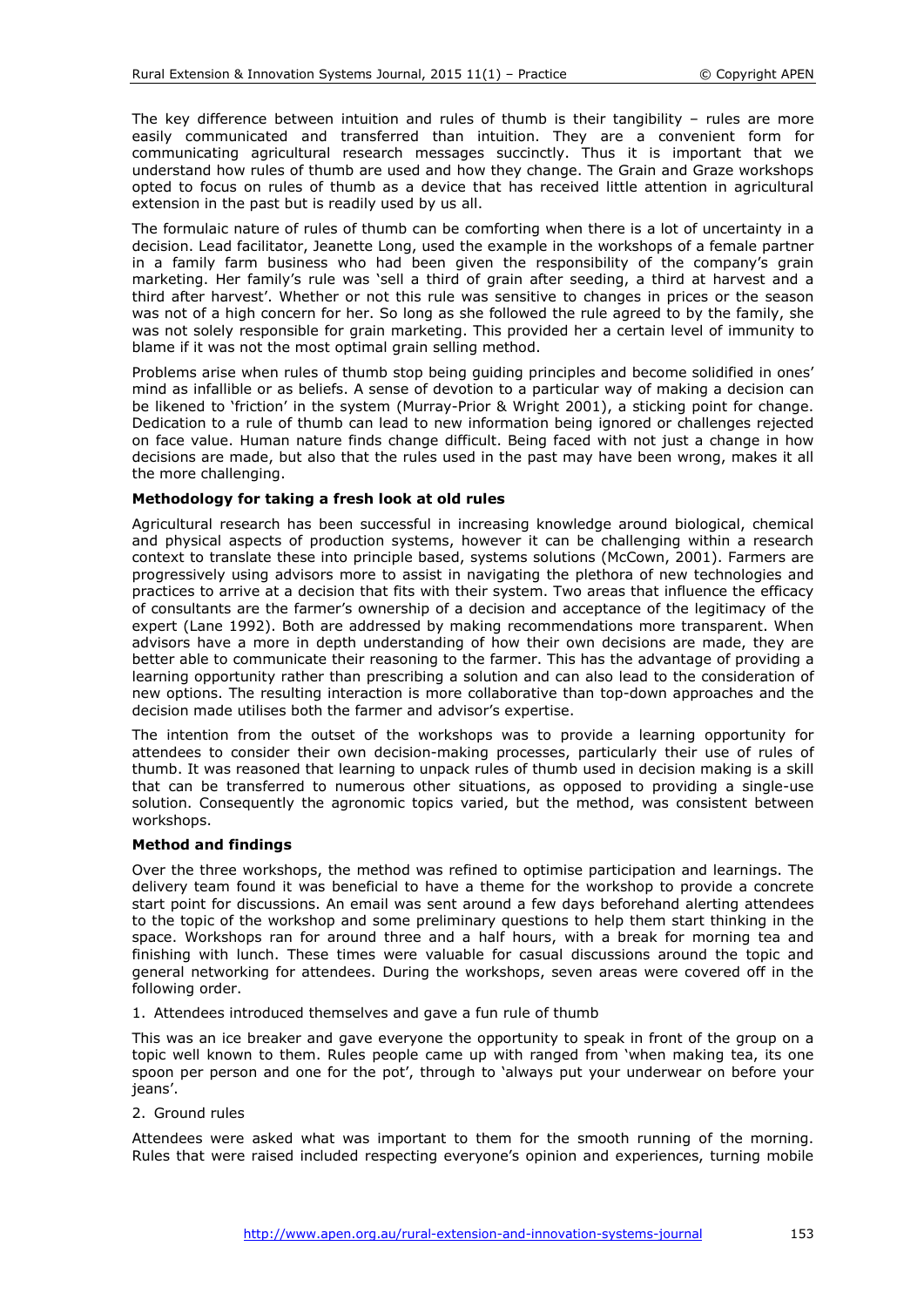The key difference between intuition and rules of thumb is their tangibility – rules are more easily communicated and transferred than intuition. They are a convenient form for communicating agricultural research messages succinctly. Thus it is important that we understand how rules of thumb are used and how they change. The Grain and Graze workshops opted to focus on rules of thumb as a device that has received little attention in agricultural extension in the past but is readily used by us all.

The formulaic nature of rules of thumb can be comforting when there is a lot of uncertainty in a decision. Lead facilitator, Jeanette Long, used the example in the workshops of a female partner in a family farm business who had been given the responsibility of the company's grain marketing. Her family's rule was 'sell a third of grain after seeding, a third at harvest and a third after harvest'. Whether or not this rule was sensitive to changes in prices or the season was not of a high concern for her. So long as she followed the rule agreed to by the family, she was not solely responsible for grain marketing. This provided her a certain level of immunity to blame if it was not the most optimal grain selling method.

Problems arise when rules of thumb stop being guiding principles and become solidified in ones' mind as infallible or as beliefs. A sense of devotion to a particular way of making a decision can be likened to 'friction' in the system (Murray-Prior & Wright 2001), a sticking point for change. Dedication to a rule of thumb can lead to new information being ignored or challenges rejected on face value. Human nature finds change difficult. Being faced with not just a change in how decisions are made, but also that the rules used in the past may have been wrong, makes it all the more challenging.

**Methodology for taking a fresh look at old rules**

Agricultural research has been successful in increasing knowledge around biological, chemical and physical aspects of production systems, however it can be challenging within a research context to translate these into principle based, systems solutions (McCown, 2001). Farmers are progressively using advisors more to assist in navigating the plethora of new technologies and practices to arrive at a decision that fits with their system. Two areas that influence the efficacy of consultants are the farmer's ownership of a decision and acceptance of the legitimacy of the expert (Lane 1992). Both are addressed by making recommendations more transparent. When advisors have a more in depth understanding of how their own decisions are made, they are better able to communicate their reasoning to the farmer. This has the advantage of providing a learning opportunity rather than prescribing a solution and can also lead to the consideration of new options. The resulting interaction is more collaborative than top-down approaches and the decision made utilises both the farmer and advisor's expertise.

The intention from the outset of the workshops was to provide a learning opportunity for attendees to consider their own decision-making processes, particularly their use of rules of thumb. It was reasoned that learning to unpack rules of thumb used in decision making is a skill that can be transferred to numerous other situations, as opposed to providing a single-use solution. Consequently the agronomic topics varied, but the method, was consistent between workshops.

**Method and findings**

Over the three workshops, the method was refined to optimise participation and learnings. The delivery team found it was beneficial to have a theme for the workshop to provide a concrete start point for discussions. An email was sent around a few days beforehand alerting attendees to the topic of the workshop and some preliminary questions to help them start thinking in the space. Workshops ran for around three and a half hours, with a break for morning tea and finishing with lunch. These times were valuable for casual discussions around the topic and general networking for attendees. During the workshops, seven areas were covered off in the following order.

1. Attendees introduced themselves and gave a fun rule of thumb

This was an ice breaker and gave everyone the opportunity to speak in front of the group on a topic well known to them. Rules people came up with ranged from 'when making tea, its one spoon per person and one for the pot', through to 'always put your underwear on before your jeans'.

2. Ground rules

Attendees were asked what was important to them for the smooth running of the morning. Rules that were raised included respecting everyone's opinion and experiences, turning mobile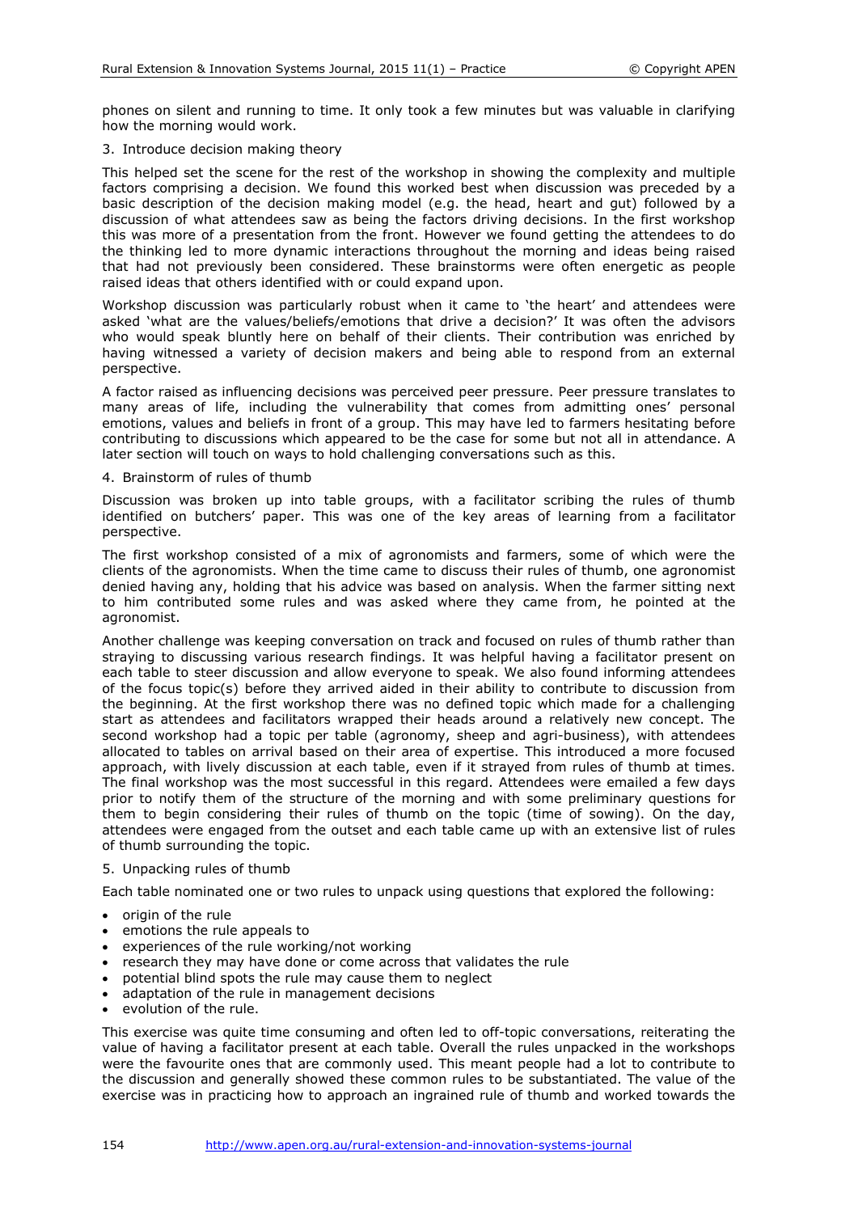phones on silent and running to time. It only took a few minutes but was valuable in clarifying how the morning would work.

3. Introduce decision making theory

This helped set the scene for the rest of the workshop in showing the complexity and multiple factors comprising a decision. We found this worked best when discussion was preceded by a basic description of the decision making model (e.g. the head, heart and gut) followed by a discussion of what attendees saw as being the factors driving decisions. In the first workshop this was more of a presentation from the front. However we found getting the attendees to do the thinking led to more dynamic interactions throughout the morning and ideas being raised that had not previously been considered. These brainstorms were often energetic as people raised ideas that others identified with or could expand upon.

Workshop discussion was particularly robust when it came to 'the heart' and attendees were asked 'what are the values/beliefs/emotions that drive a decision?' It was often the advisors who would speak bluntly here on behalf of their clients. Their contribution was enriched by having witnessed a variety of decision makers and being able to respond from an external perspective.

A factor raised as influencing decisions was perceived peer pressure. Peer pressure translates to many areas of life, including the vulnerability that comes from admitting ones' personal emotions, values and beliefs in front of a group. This may have led to farmers hesitating before contributing to discussions which appeared to be the case for some but not all in attendance. A later section will touch on ways to hold challenging conversations such as this.

4. Brainstorm of rules of thumb

Discussion was broken up into table groups, with a facilitator scribing the rules of thumb identified on butchers' paper. This was one of the key areas of learning from a facilitator perspective.

The first workshop consisted of a mix of agronomists and farmers, some of which were the clients of the agronomists. When the time came to discuss their rules of thumb, one agronomist denied having any, holding that his advice was based on analysis. When the farmer sitting next to him contributed some rules and was asked where they came from, he pointed at the agronomist.

Another challenge was keeping conversation on track and focused on rules of thumb rather than straying to discussing various research findings. It was helpful having a facilitator present on each table to steer discussion and allow everyone to speak. We also found informing attendees of the focus topic(s) before they arrived aided in their ability to contribute to discussion from the beginning. At the first workshop there was no defined topic which made for a challenging start as attendees and facilitators wrapped their heads around a relatively new concept. The second workshop had a topic per table (agronomy, sheep and agri-business), with attendees allocated to tables on arrival based on their area of expertise. This introduced a more focused approach, with lively discussion at each table, even if it strayed from rules of thumb at times. The final workshop was the most successful in this regard. Attendees were emailed a few days prior to notify them of the structure of the morning and with some preliminary questions for them to begin considering their rules of thumb on the topic (time of sowing). On the day, attendees were engaged from the outset and each table came up with an extensive list of rules of thumb surrounding the topic.

5. Unpacking rules of thumb

Each table nominated one or two rules to unpack using questions that explored the following:

- origin of the rule
- emotions the rule appeals to
- experiences of the rule working/not working
- research they may have done or come across that validates the rule
- potential blind spots the rule may cause them to neglect
- adaptation of the rule in management decisions
- evolution of the rule.

This exercise was quite time consuming and often led to off-topic conversations, reiterating the value of having a facilitator present at each table. Overall the rules unpacked in the workshops were the favourite ones that are commonly used. This meant people had a lot to contribute to the discussion and generally showed these common rules to be substantiated. The value of the exercise was in practicing how to approach an ingrained rule of thumb and worked towards the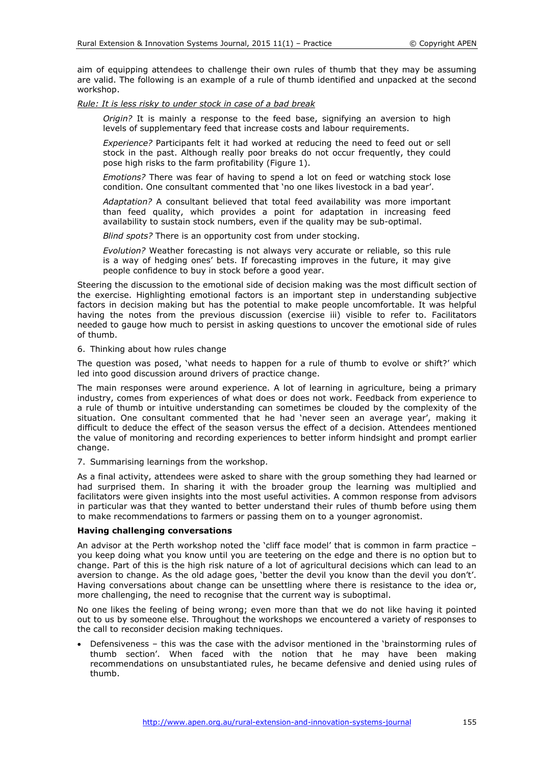aim of equipping attendees to challenge their own rules of thumb that they may be assuming are valid. The following is an example of a rule of thumb identified and unpacked at the second workshop.

*Rule: It is less risky to under stock in case of a bad break*

> *Origin?* It is mainly a response to the feed base, signifying an aversion to high levels of supplementary feed that increase costs and labour requirements.
>
> *Experience?* Participants felt it had worked at reducing the need to feed out or sell stock in the past. Although really poor breaks do not occur frequently, they could pose high risks to the farm profitability (Figure 1).
>
> *Emotions?* There was fear of having to spend a lot on feed or watching stock lose condition. One consultant commented that 'no one likes livestock in a bad year'.
>
> *Adaptation?* A consultant believed that total feed availability was more important than feed quality, which provides a point for adaptation in increasing feed availability to sustain stock numbers, even if the quality may be sub-optimal.
>
> *Blind spots?* There is an opportunity cost from under stocking.
>
> *Evolution?* Weather forecasting is not always very accurate or reliable, so this rule is a way of hedging ones' bets. If forecasting improves in the future, it may give people confidence to buy in stock before a good year.

Steering the discussion to the emotional side of decision making was the most difficult section of the exercise. Highlighting emotional factors is an important step in understanding subjective factors in decision making but has the potential to make people uncomfortable. It was helpful having the notes from the previous discussion (exercise iii) visible to refer to. Facilitators needed to gauge how much to persist in asking questions to uncover the emotional side of rules of thumb.

6. Thinking about how rules change

The question was posed, 'what needs to happen for a rule of thumb to evolve or shift?' which led into good discussion around drivers of practice change.

The main responses were around experience. A lot of learning in agriculture, being a primary industry, comes from experiences of what does or does not work. Feedback from experience to a rule of thumb or intuitive understanding can sometimes be clouded by the complexity of the situation. One consultant commented that he had 'never seen an average year', making it difficult to deduce the effect of the season versus the effect of a decision. Attendees mentioned the value of monitoring and recording experiences to better inform hindsight and prompt earlier change.

7. Summarising learnings from the workshop.

As a final activity, attendees were asked to share with the group something they had learned or had surprised them. In sharing it with the broader group the learning was multiplied and facilitators were given insights into the most useful activities. A common response from advisors in particular was that they wanted to better understand their rules of thumb before using them to make recommendations to farmers or passing them on to a younger agronomist.

**Having challenging conversations**

An advisor at the Perth workshop noted the 'cliff face model' that is common in farm practice – you keep doing what you know until you are teetering on the edge and there is no option but to change. Part of this is the high risk nature of a lot of agricultural decisions which can lead to an aversion to change. As the old adage goes, 'better the devil you know than the devil you don't'. Having conversations about change can be unsettling where there is resistance to the idea or, more challenging, the need to recognise that the current way is suboptimal.

No one likes the feeling of being wrong; even more than that we do not like having it pointed out to us by someone else. Throughout the workshops we encountered a variety of responses to the call to reconsider decision making techniques.

- Defensiveness – this was the case with the advisor mentioned in the 'brainstorming rules of thumb section'. When faced with the notion that he may have been making recommendations on unsubstantiated rules, he became defensive and denied using rules of thumb.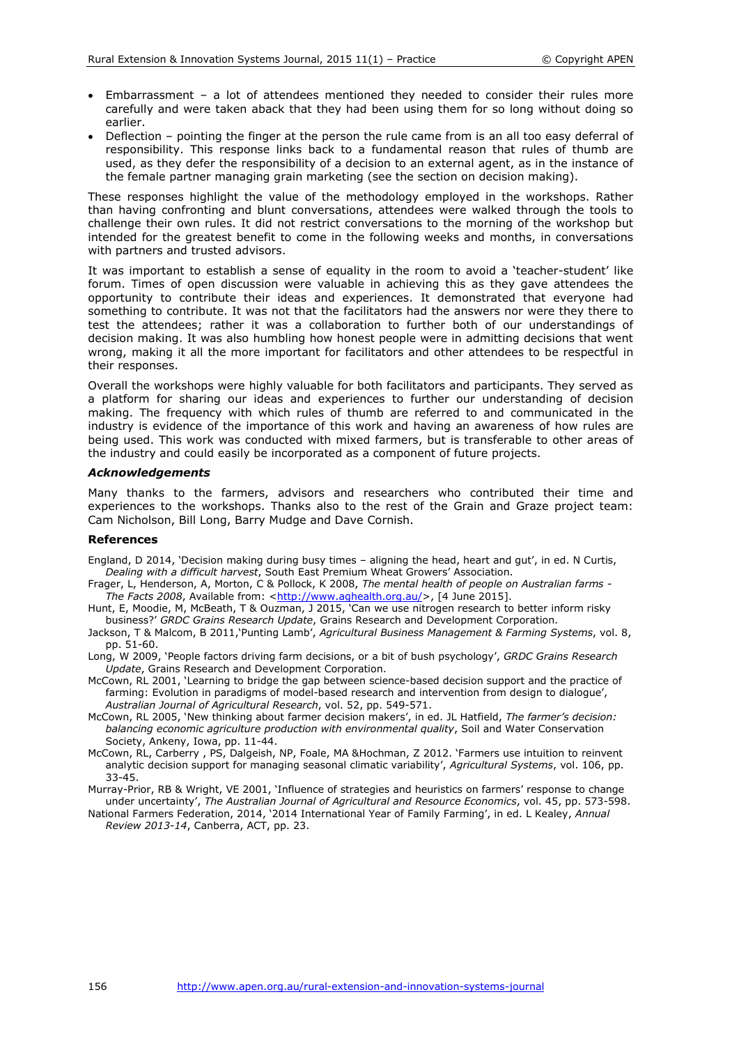- Embarrassment – a lot of attendees mentioned they needed to consider their rules more carefully and were taken aback that they had been using them for so long without doing so earlier.
- Deflection – pointing the finger at the person the rule came from is an all too easy deferral of responsibility. This response links back to a fundamental reason that rules of thumb are used, as they defer the responsibility of a decision to an external agent, as in the instance of the female partner managing grain marketing (see the section on decision making).

These responses highlight the value of the methodology employed in the workshops. Rather than having confronting and blunt conversations, attendees were walked through the tools to challenge their own rules. It did not restrict conversations to the morning of the workshop but intended for the greatest benefit to come in the following weeks and months, in conversations with partners and trusted advisors.

It was important to establish a sense of equality in the room to avoid a 'teacher-student' like forum. Times of open discussion were valuable in achieving this as they gave attendees the opportunity to contribute their ideas and experiences. It demonstrated that everyone had something to contribute. It was not that the facilitators had the answers nor were they there to test the attendees; rather it was a collaboration to further both of our understandings of decision making. It was also humbling how honest people were in admitting decisions that went wrong, making it all the more important for facilitators and other attendees to be respectful in their responses.

Overall the workshops were highly valuable for both facilitators and participants. They served as a platform for sharing our ideas and experiences to further our understanding of decision making. The frequency with which rules of thumb are referred to and communicated in the industry is evidence of the importance of this work and having an awareness of how rules are being used. This work was conducted with mixed farmers, but is transferable to other areas of the industry and could easily be incorporated as a component of future projects.

### *Acknowledgements*

Many thanks to the farmers, advisors and researchers who contributed their time and experiences to the workshops. Thanks also to the rest of the Grain and Graze project team: Cam Nicholson, Bill Long, Barry Mudge and Dave Cornish.

### References

England, D 2014, 'Decision making during busy times – aligning the head, heart and gut', in ed. N Curtis, *Dealing with a difficult harvest*, South East Premium Wheat Growers' Association.

Frager, L, Henderson, A, Morton, C & Pollock, K 2008, *The mental health of people on Australian farms - The Facts 2008*, Available from: <http://www.aghealth.org.au/>, [4 June 2015].

Hunt, E, Moodie, M, McBeath, T & Ouzman, J 2015, 'Can we use nitrogen research to better inform risky business?' *GRDC Grains Research Update*, Grains Research and Development Corporation.

Jackson, T & Malcom, B 2011,'Punting Lamb', *Agricultural Business Management & Farming Systems*, vol. 8, pp. 51-60.

Long, W 2009, 'People factors driving farm decisions, or a bit of bush psychology', *GRDC Grains Research Update*, Grains Research and Development Corporation.

McCown, RL 2001, 'Learning to bridge the gap between science-based decision support and the practice of farming: Evolution in paradigms of model-based research and intervention from design to dialogue', *Australian Journal of Agricultural Research*, vol. 52, pp. 549-571.

McCown, RL 2005, 'New thinking about farmer decision makers', in ed. JL Hatfield, *The farmer's decision: balancing economic agriculture production with environmental quality*, Soil and Water Conservation Society, Ankeny, Iowa, pp. 11-44.

McCown, RL, Carberry , PS, Dalgeish, NP, Foale, MA &Hochman, Z 2012. 'Farmers use intuition to reinvent analytic decision support for managing seasonal climatic variability', *Agricultural Systems*, vol. 106, pp. 33-45.

Murray-Prior, RB & Wright, VE 2001, 'Influence of strategies and heuristics on farmers' response to change under uncertainty', *The Australian Journal of Agricultural and Resource Economics*, vol. 45, pp. 573-598.

National Farmers Federation, 2014, '2014 International Year of Family Farming', in ed. L Kealey, *Annual Review 2013-14*, Canberra, ACT, pp. 23.